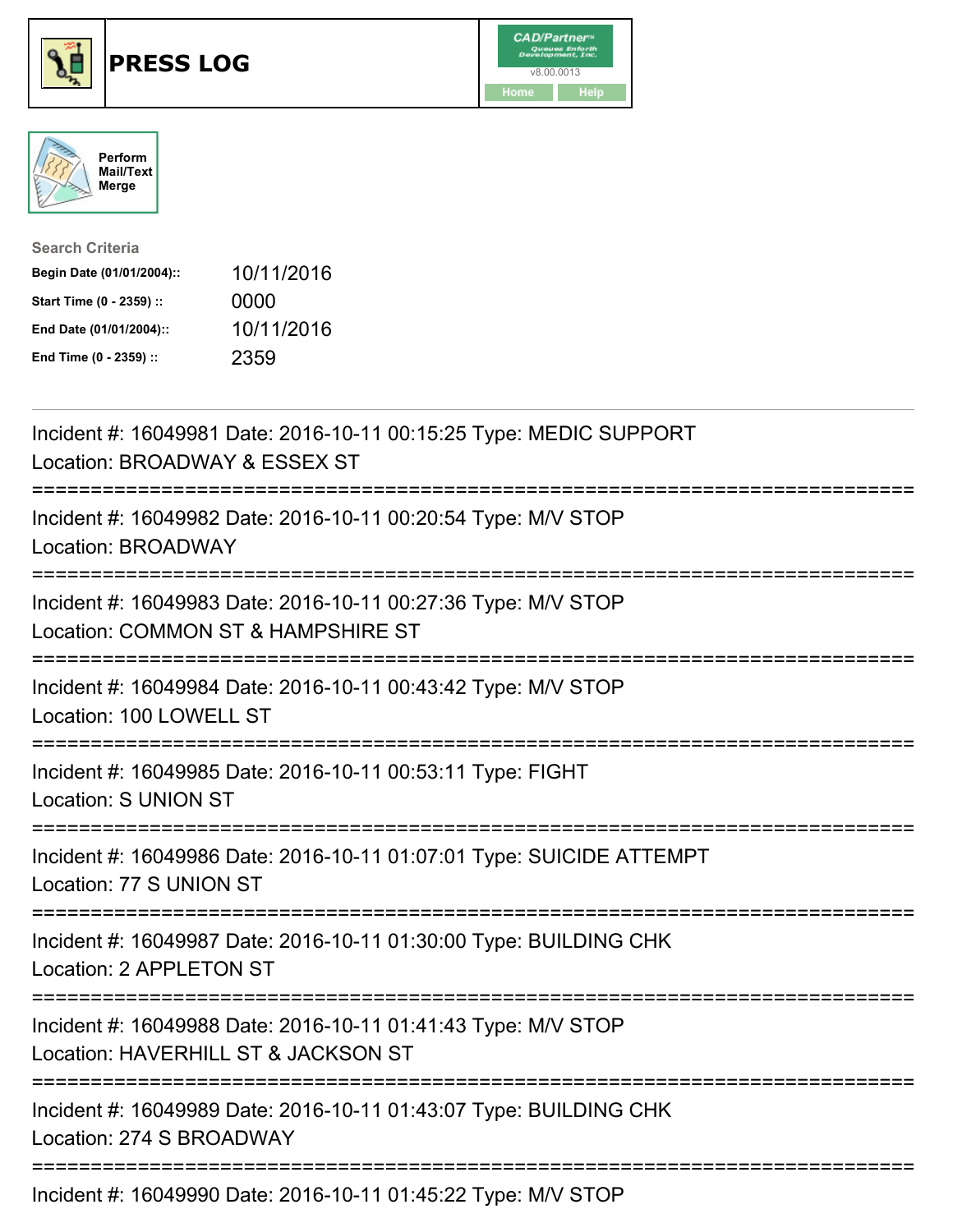# PRESS LOG

Perform Mail/Text Merge

**Search Criteria**

| | |
|---|---|
| **Begin Date (01/01/2004)::** | 10/11/2016 |
| **Start Time (0 - 2359) ::** | 0000 |
| **End Date (01/01/2004)::** | 10/11/2016 |
| **End Time (0 - 2359) ::** | 2359 |

Incident #: 16049981 Date: 2016-10-11 00:15:25 Type: MEDIC SUPPORT
Location: BROADWAY & ESSEX ST

===========================================================================

Incident #: 16049982 Date: 2016-10-11 00:20:54 Type: M/V STOP
Location: BROADWAY

===========================================================================

Incident #: 16049983 Date: 2016-10-11 00:27:36 Type: M/V STOP
Location: COMMON ST & HAMPSHIRE ST

===========================================================================

Incident #: 16049984 Date: 2016-10-11 00:43:42 Type: M/V STOP
Location: 100 LOWELL ST

===========================================================================

Incident #: 16049985 Date: 2016-10-11 00:53:11 Type: FIGHT
Location: S UNION ST

===========================================================================

Incident #: 16049986 Date: 2016-10-11 01:07:01 Type: SUICIDE ATTEMPT
Location: 77 S UNION ST

===========================================================================

Incident #: 16049987 Date: 2016-10-11 01:30:00 Type: BUILDING CHK
Location: 2 APPLETON ST

===========================================================================

Incident #: 16049988 Date: 2016-10-11 01:41:43 Type: M/V STOP
Location: HAVERHILL ST & JACKSON ST

===========================================================================

Incident #: 16049989 Date: 2016-10-11 01:43:07 Type: BUILDING CHK
Location: 274 S BROADWAY

===========================================================================

Incident #: 16049990 Date: 2016-10-11 01:45:22 Type: M/V STOP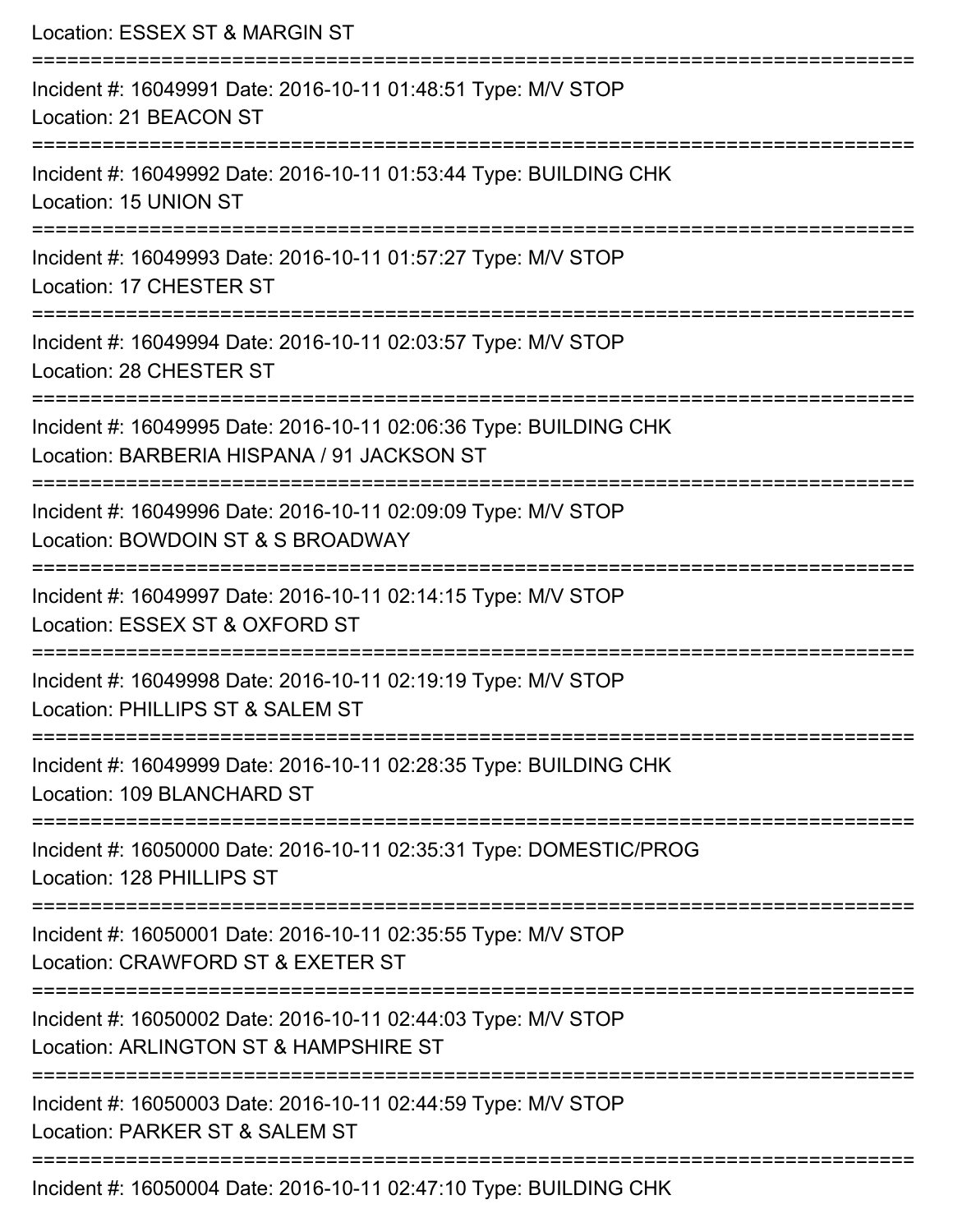Location: ESSEX ST & MARGIN ST

===========================================================================

Incident #: 16049991 Date: 2016-10-11 01:48:51 Type: M/V STOP
Location: 21 BEACON ST

===========================================================================

Incident #: 16049992 Date: 2016-10-11 01:53:44 Type: BUILDING CHK
Location: 15 UNION ST

===========================================================================

Incident #: 16049993 Date: 2016-10-11 01:57:27 Type: M/V STOP
Location: 17 CHESTER ST

===========================================================================

Incident #: 16049994 Date: 2016-10-11 02:03:57 Type: M/V STOP
Location: 28 CHESTER ST

===========================================================================

Incident #: 16049995 Date: 2016-10-11 02:06:36 Type: BUILDING CHK
Location: BARBERIA HISPANA / 91 JACKSON ST

===========================================================================

Incident #: 16049996 Date: 2016-10-11 02:09:09 Type: M/V STOP
Location: BOWDOIN ST & S BROADWAY

===========================================================================

Incident #: 16049997 Date: 2016-10-11 02:14:15 Type: M/V STOP
Location: ESSEX ST & OXFORD ST

===========================================================================

Incident #: 16049998 Date: 2016-10-11 02:19:19 Type: M/V STOP
Location: PHILLIPS ST & SALEM ST

===========================================================================

Incident #: 16049999 Date: 2016-10-11 02:28:35 Type: BUILDING CHK
Location: 109 BLANCHARD ST

===========================================================================

Incident #: 16050000 Date: 2016-10-11 02:35:31 Type: DOMESTIC/PROG
Location: 128 PHILLIPS ST

===========================================================================

Incident #: 16050001 Date: 2016-10-11 02:35:55 Type: M/V STOP
Location: CRAWFORD ST & EXETER ST

===========================================================================

Incident #: 16050002 Date: 2016-10-11 02:44:03 Type: M/V STOP
Location: ARLINGTON ST & HAMPSHIRE ST

===========================================================================

Incident #: 16050003 Date: 2016-10-11 02:44:59 Type: M/V STOP
Location: PARKER ST & SALEM ST

===========================================================================

Incident #: 16050004 Date: 2016-10-11 02:47:10 Type: BUILDING CHK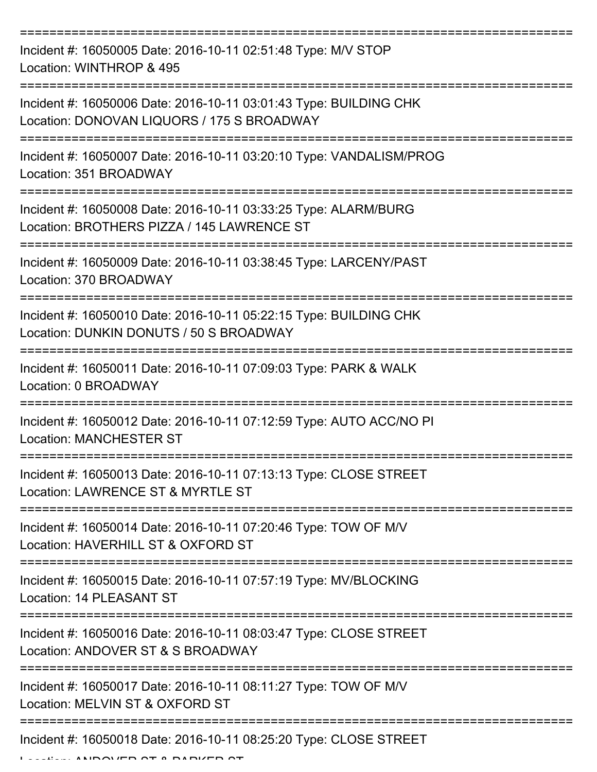===========================================================================

Incident #: 16050005 Date: 2016-10-11 02:51:48 Type: M/V STOP
Location: WINTHROP & 495

===========================================================================

Incident #: 16050006 Date: 2016-10-11 03:01:43 Type: BUILDING CHK
Location: DONOVAN LIQUORS / 175 S BROADWAY

===========================================================================

Incident #: 16050007 Date: 2016-10-11 03:20:10 Type: VANDALISM/PROG
Location: 351 BROADWAY

===========================================================================

Incident #: 16050008 Date: 2016-10-11 03:33:25 Type: ALARM/BURG
Location: BROTHERS PIZZA / 145 LAWRENCE ST

===========================================================================

Incident #: 16050009 Date: 2016-10-11 03:38:45 Type: LARCENY/PAST
Location: 370 BROADWAY

===========================================================================

Incident #: 16050010 Date: 2016-10-11 05:22:15 Type: BUILDING CHK
Location: DUNKIN DONUTS / 50 S BROADWAY

===========================================================================

Incident #: 16050011 Date: 2016-10-11 07:09:03 Type: PARK & WALK
Location: 0 BROADWAY

===========================================================================

Incident #: 16050012 Date: 2016-10-11 07:12:59 Type: AUTO ACC/NO PI
Location: MANCHESTER ST

===========================================================================

Incident #: 16050013 Date: 2016-10-11 07:13:13 Type: CLOSE STREET
Location: LAWRENCE ST & MYRTLE ST

===========================================================================

Incident #: 16050014 Date: 2016-10-11 07:20:46 Type: TOW OF M/V
Location: HAVERHILL ST & OXFORD ST

===========================================================================

Incident #: 16050015 Date: 2016-10-11 07:57:19 Type: MV/BLOCKING
Location: 14 PLEASANT ST

===========================================================================

Incident #: 16050016 Date: 2016-10-11 08:03:47 Type: CLOSE STREET
Location: ANDOVER ST & S BROADWAY

===========================================================================

Incident #: 16050017 Date: 2016-10-11 08:11:27 Type: TOW OF M/V
Location: MELVIN ST & OXFORD ST

===========================================================================

Incident #: 16050018 Date: 2016-10-11 08:25:20 Type: CLOSE STREET
Location: ANDOVER ST & PARKER ST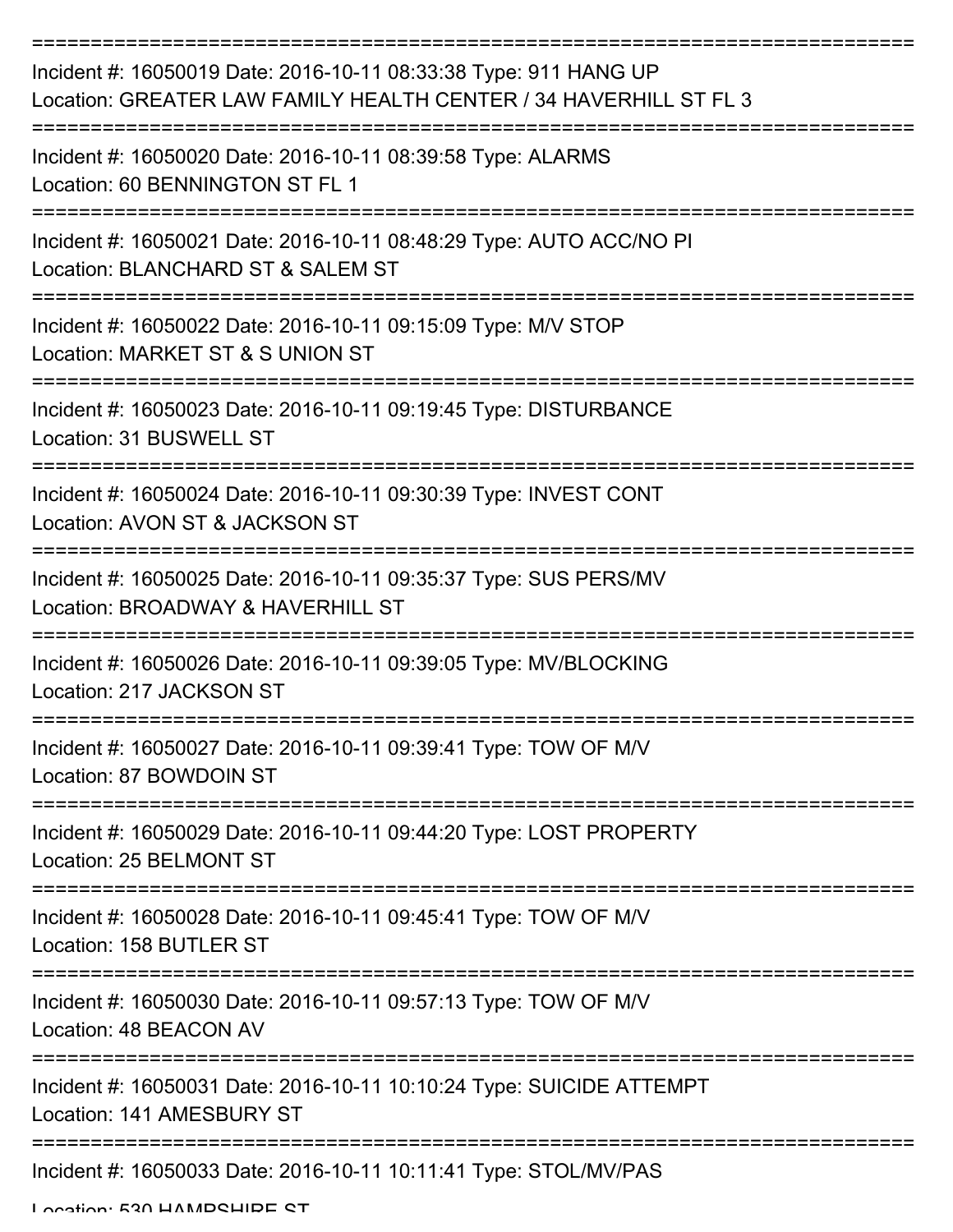===========================================================================

Incident #: 16050019 Date: 2016-10-11 08:33:38 Type: 911 HANG UP
Location: GREATER LAW FAMILY HEALTH CENTER / 34 HAVERHILL ST FL 3

===========================================================================

Incident #: 16050020 Date: 2016-10-11 08:39:58 Type: ALARMS
Location: 60 BENNINGTON ST FL 1

===========================================================================

Incident #: 16050021 Date: 2016-10-11 08:48:29 Type: AUTO ACC/NO PI
Location: BLANCHARD ST & SALEM ST

===========================================================================

Incident #: 16050022 Date: 2016-10-11 09:15:09 Type: M/V STOP
Location: MARKET ST & S UNION ST

===========================================================================

Incident #: 16050023 Date: 2016-10-11 09:19:45 Type: DISTURBANCE
Location: 31 BUSWELL ST

===========================================================================

Incident #: 16050024 Date: 2016-10-11 09:30:39 Type: INVEST CONT
Location: AVON ST & JACKSON ST

===========================================================================

Incident #: 16050025 Date: 2016-10-11 09:35:37 Type: SUS PERS/MV
Location: BROADWAY & HAVERHILL ST

===========================================================================

Incident #: 16050026 Date: 2016-10-11 09:39:05 Type: MV/BLOCKING
Location: 217 JACKSON ST

===========================================================================

Incident #: 16050027 Date: 2016-10-11 09:39:41 Type: TOW OF M/V
Location: 87 BOWDOIN ST

===========================================================================

Incident #: 16050029 Date: 2016-10-11 09:44:20 Type: LOST PROPERTY
Location: 25 BELMONT ST

===========================================================================

Incident #: 16050028 Date: 2016-10-11 09:45:41 Type: TOW OF M/V
Location: 158 BUTLER ST

===========================================================================

Incident #: 16050030 Date: 2016-10-11 09:57:13 Type: TOW OF M/V
Location: 48 BEACON AV

===========================================================================

Incident #: 16050031 Date: 2016-10-11 10:10:24 Type: SUICIDE ATTEMPT
Location: 141 AMESBURY ST

===========================================================================

Incident #: 16050033 Date: 2016-10-11 10:11:41 Type: STOL/MV/PAS
Location: 530 HAMPSHIRE ST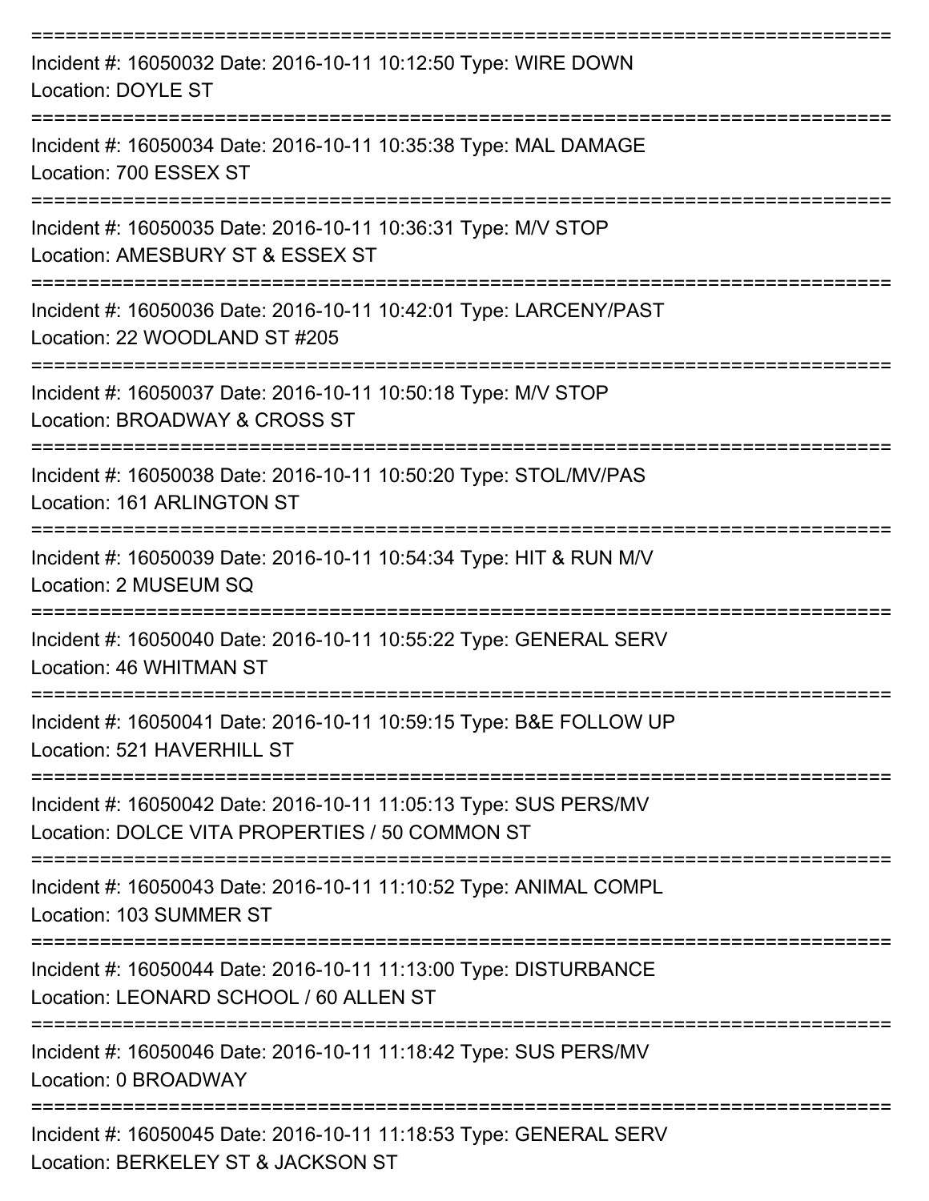===========================================================================
Incident #: 16050032 Date: 2016-10-11 10:12:50 Type: WIRE DOWN
Location: DOYLE ST
===========================================================================
Incident #: 16050034 Date: 2016-10-11 10:35:38 Type: MAL DAMAGE
Location: 700 ESSEX ST
===========================================================================
Incident #: 16050035 Date: 2016-10-11 10:36:31 Type: M/V STOP
Location: AMESBURY ST & ESSEX ST
===========================================================================
Incident #: 16050036 Date: 2016-10-11 10:42:01 Type: LARCENY/PAST
Location: 22 WOODLAND ST #205
===========================================================================
Incident #: 16050037 Date: 2016-10-11 10:50:18 Type: M/V STOP
Location: BROADWAY & CROSS ST
===========================================================================
Incident #: 16050038 Date: 2016-10-11 10:50:20 Type: STOL/MV/PAS
Location: 161 ARLINGTON ST
===========================================================================
Incident #: 16050039 Date: 2016-10-11 10:54:34 Type: HIT & RUN M/V
Location: 2 MUSEUM SQ
===========================================================================
Incident #: 16050040 Date: 2016-10-11 10:55:22 Type: GENERAL SERV
Location: 46 WHITMAN ST
===========================================================================
Incident #: 16050041 Date: 2016-10-11 10:59:15 Type: B&E FOLLOW UP
Location: 521 HAVERHILL ST
===========================================================================
Incident #: 16050042 Date: 2016-10-11 11:05:13 Type: SUS PERS/MV
Location: DOLCE VITA PROPERTIES / 50 COMMON ST
===========================================================================
Incident #: 16050043 Date: 2016-10-11 11:10:52 Type: ANIMAL COMPL
Location: 103 SUMMER ST
===========================================================================
Incident #: 16050044 Date: 2016-10-11 11:13:00 Type: DISTURBANCE
Location: LEONARD SCHOOL / 60 ALLEN ST
===========================================================================
Incident #: 16050046 Date: 2016-10-11 11:18:42 Type: SUS PERS/MV
Location: 0 BROADWAY
===========================================================================
Incident #: 16050045 Date: 2016-10-11 11:18:53 Type: GENERAL SERV
Location: BERKELEY ST & JACKSON ST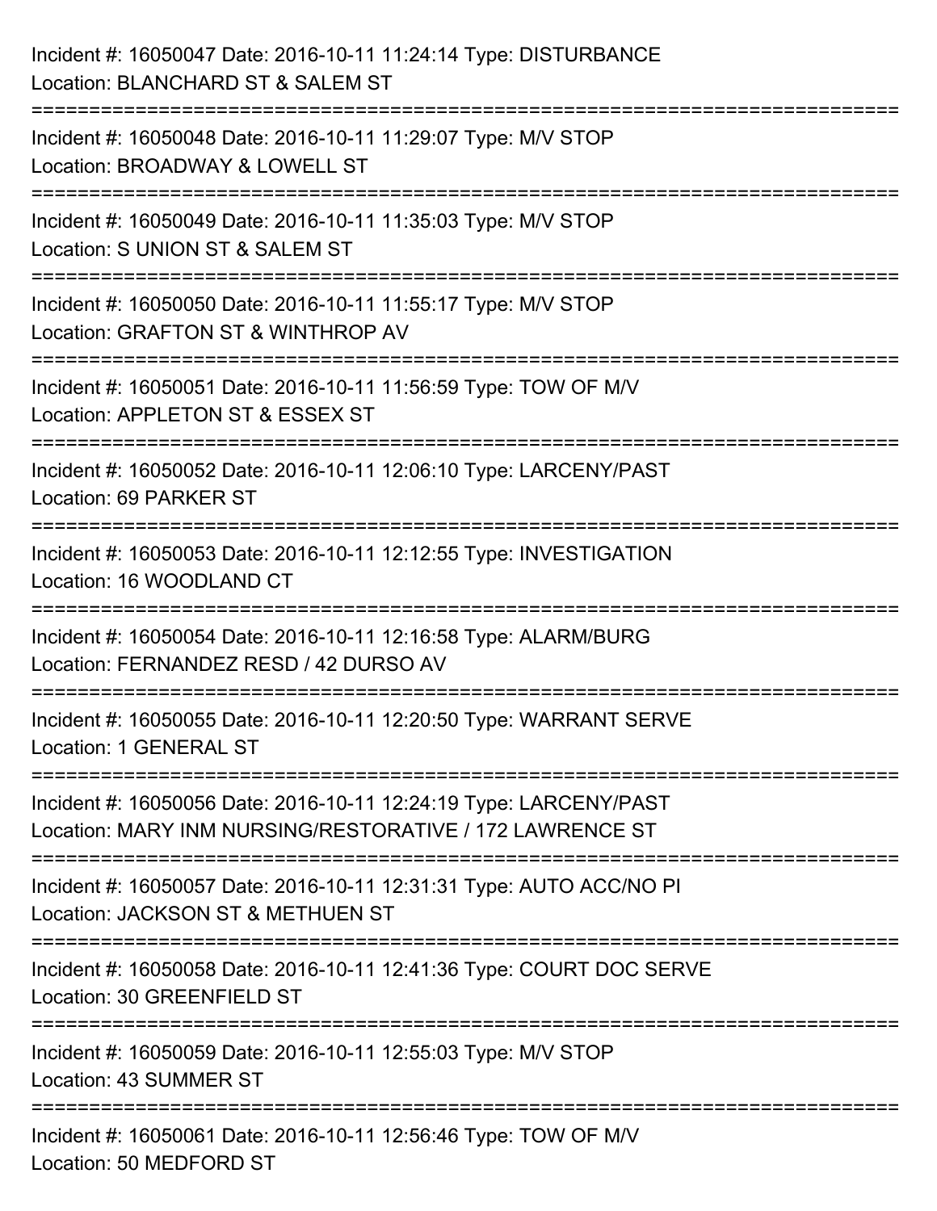Incident #: 16050047 Date: 2016-10-11 11:24:14 Type: DISTURBANCE
Location: BLANCHARD ST & SALEM ST

===========================================================================

Incident #: 16050048 Date: 2016-10-11 11:29:07 Type: M/V STOP
Location: BROADWAY & LOWELL ST

===========================================================================

Incident #: 16050049 Date: 2016-10-11 11:35:03 Type: M/V STOP
Location: S UNION ST & SALEM ST

===========================================================================

Incident #: 16050050 Date: 2016-10-11 11:55:17 Type: M/V STOP
Location: GRAFTON ST & WINTHROP AV

===========================================================================

Incident #: 16050051 Date: 2016-10-11 11:56:59 Type: TOW OF M/V
Location: APPLETON ST & ESSEX ST

===========================================================================

Incident #: 16050052 Date: 2016-10-11 12:06:10 Type: LARCENY/PAST
Location: 69 PARKER ST

===========================================================================

Incident #: 16050053 Date: 2016-10-11 12:12:55 Type: INVESTIGATION
Location: 16 WOODLAND CT

===========================================================================

Incident #: 16050054 Date: 2016-10-11 12:16:58 Type: ALARM/BURG
Location: FERNANDEZ RESD / 42 DURSO AV

===========================================================================

Incident #: 16050055 Date: 2016-10-11 12:20:50 Type: WARRANT SERVE
Location: 1 GENERAL ST

===========================================================================

Incident #: 16050056 Date: 2016-10-11 12:24:19 Type: LARCENY/PAST
Location: MARY INM NURSING/RESTORATIVE / 172 LAWRENCE ST

===========================================================================

Incident #: 16050057 Date: 2016-10-11 12:31:31 Type: AUTO ACC/NO PI
Location: JACKSON ST & METHUEN ST

===========================================================================

Incident #: 16050058 Date: 2016-10-11 12:41:36 Type: COURT DOC SERVE
Location: 30 GREENFIELD ST

===========================================================================

Incident #: 16050059 Date: 2016-10-11 12:55:03 Type: M/V STOP
Location: 43 SUMMER ST

===========================================================================

Incident #: 16050061 Date: 2016-10-11 12:56:46 Type: TOW OF M/V
Location: 50 MEDFORD ST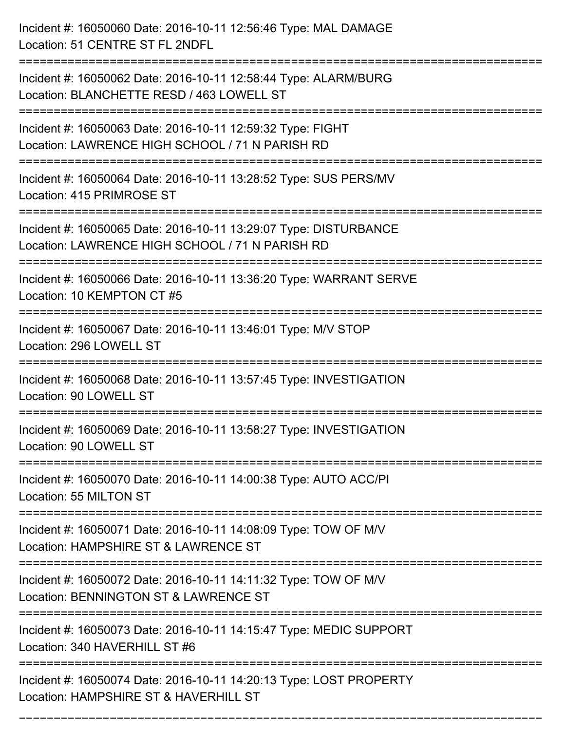Incident #: 16050060 Date: 2016-10-11 12:56:46 Type: MAL DAMAGE
Location: 51 CENTRE ST FL 2NDFL

===========================================================================

Incident #: 16050062 Date: 2016-10-11 12:58:44 Type: ALARM/BURG
Location: BLANCHETTE RESD / 463 LOWELL ST

===========================================================================

Incident #: 16050063 Date: 2016-10-11 12:59:32 Type: FIGHT
Location: LAWRENCE HIGH SCHOOL / 71 N PARISH RD

===========================================================================

Incident #: 16050064 Date: 2016-10-11 13:28:52 Type: SUS PERS/MV
Location: 415 PRIMROSE ST

===========================================================================

Incident #: 16050065 Date: 2016-10-11 13:29:07 Type: DISTURBANCE
Location: LAWRENCE HIGH SCHOOL / 71 N PARISH RD

===========================================================================

Incident #: 16050066 Date: 2016-10-11 13:36:20 Type: WARRANT SERVE
Location: 10 KEMPTON CT #5

===========================================================================

Incident #: 16050067 Date: 2016-10-11 13:46:01 Type: M/V STOP
Location: 296 LOWELL ST

===========================================================================

Incident #: 16050068 Date: 2016-10-11 13:57:45 Type: INVESTIGATION
Location: 90 LOWELL ST

===========================================================================

Incident #: 16050069 Date: 2016-10-11 13:58:27 Type: INVESTIGATION
Location: 90 LOWELL ST

===========================================================================

Incident #: 16050070 Date: 2016-10-11 14:00:38 Type: AUTO ACC/PI
Location: 55 MILTON ST

===========================================================================

Incident #: 16050071 Date: 2016-10-11 14:08:09 Type: TOW OF M/V
Location: HAMPSHIRE ST & LAWRENCE ST

===========================================================================

Incident #: 16050072 Date: 2016-10-11 14:11:32 Type: TOW OF M/V
Location: BENNINGTON ST & LAWRENCE ST

===========================================================================

Incident #: 16050073 Date: 2016-10-11 14:15:47 Type: MEDIC SUPPORT
Location: 340 HAVERHILL ST #6

===========================================================================

Incident #: 16050074 Date: 2016-10-11 14:20:13 Type: LOST PROPERTY
Location: HAMPSHIRE ST & HAVERHILL ST

===========================================================================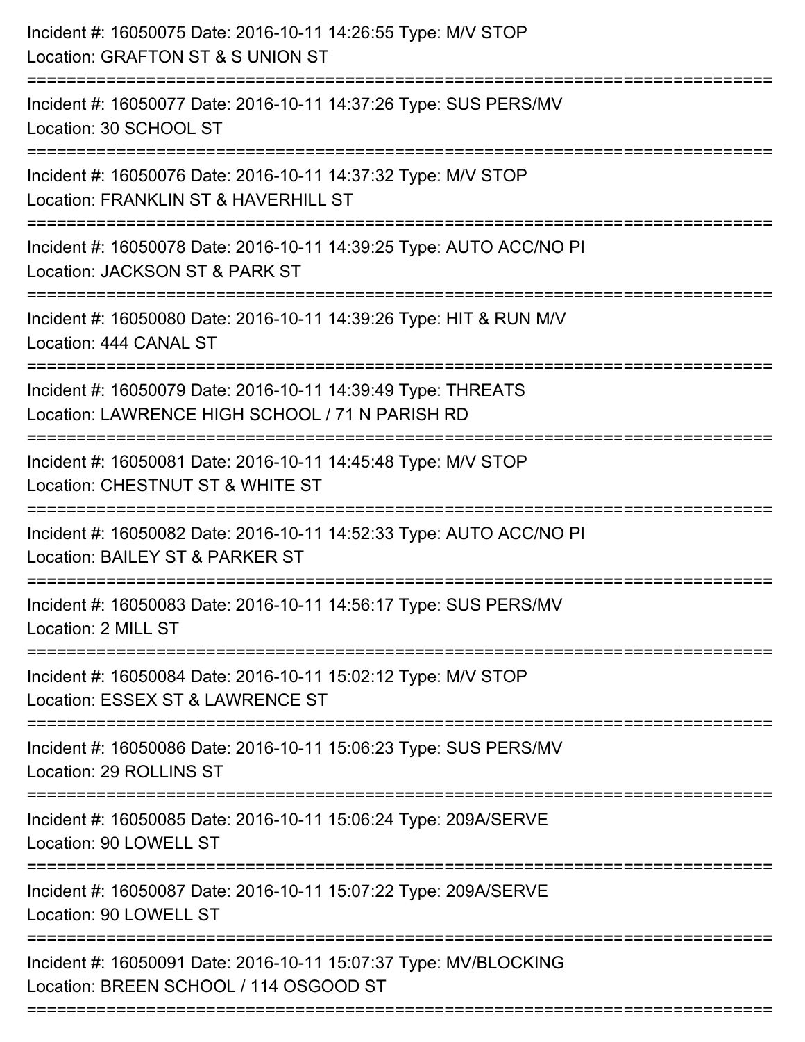Incident #: 16050075 Date: 2016-10-11 14:26:55 Type: M/V STOP
Location: GRAFTON ST & S UNION ST

===========================================================================

Incident #: 16050077 Date: 2016-10-11 14:37:26 Type: SUS PERS/MV
Location: 30 SCHOOL ST

===========================================================================

Incident #: 16050076 Date: 2016-10-11 14:37:32 Type: M/V STOP
Location: FRANKLIN ST & HAVERHILL ST

===========================================================================

Incident #: 16050078 Date: 2016-10-11 14:39:25 Type: AUTO ACC/NO PI
Location: JACKSON ST & PARK ST

===========================================================================

Incident #: 16050080 Date: 2016-10-11 14:39:26 Type: HIT & RUN M/V
Location: 444 CANAL ST

===========================================================================

Incident #: 16050079 Date: 2016-10-11 14:39:49 Type: THREATS
Location: LAWRENCE HIGH SCHOOL / 71 N PARISH RD

===========================================================================

Incident #: 16050081 Date: 2016-10-11 14:45:48 Type: M/V STOP
Location: CHESTNUT ST & WHITE ST

===========================================================================

Incident #: 16050082 Date: 2016-10-11 14:52:33 Type: AUTO ACC/NO PI
Location: BAILEY ST & PARKER ST

===========================================================================

Incident #: 16050083 Date: 2016-10-11 14:56:17 Type: SUS PERS/MV
Location: 2 MILL ST

===========================================================================

Incident #: 16050084 Date: 2016-10-11 15:02:12 Type: M/V STOP
Location: ESSEX ST & LAWRENCE ST

===========================================================================

Incident #: 16050086 Date: 2016-10-11 15:06:23 Type: SUS PERS/MV
Location: 29 ROLLINS ST

===========================================================================

Incident #: 16050085 Date: 2016-10-11 15:06:24 Type: 209A/SERVE
Location: 90 LOWELL ST

===========================================================================

Incident #: 16050087 Date: 2016-10-11 15:07:22 Type: 209A/SERVE
Location: 90 LOWELL ST

===========================================================================

Incident #: 16050091 Date: 2016-10-11 15:07:37 Type: MV/BLOCKING
Location: BREEN SCHOOL / 114 OSGOOD ST

===========================================================================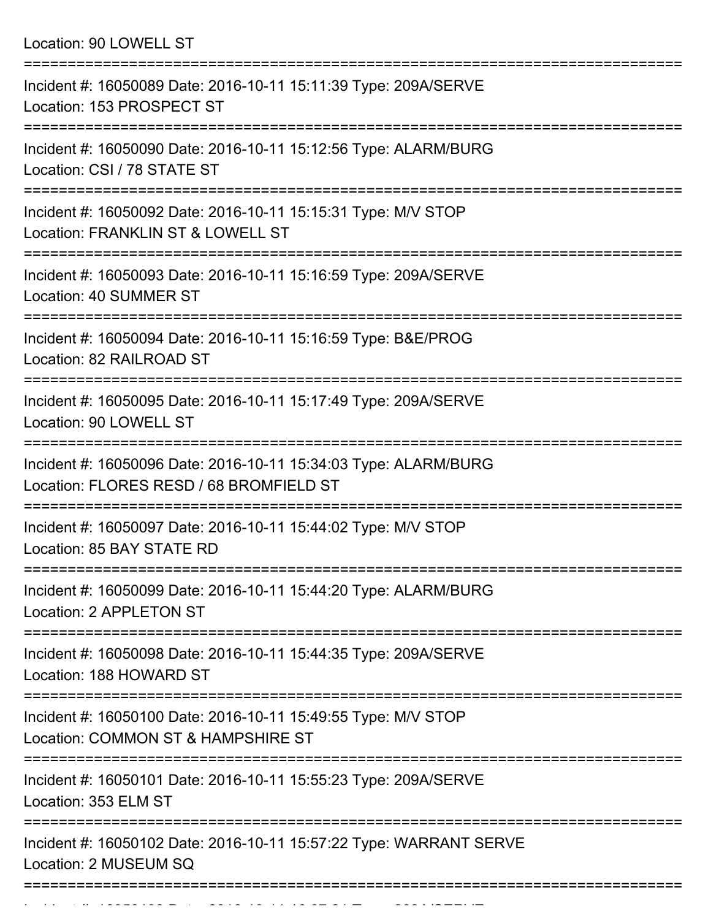Location: 90 LOWELL ST

===========================================================================

Incident #: 16050089 Date: 2016-10-11 15:11:39 Type: 209A/SERVE
Location: 153 PROSPECT ST

===========================================================================

Incident #: 16050090 Date: 2016-10-11 15:12:56 Type: ALARM/BURG
Location: CSI / 78 STATE ST

===========================================================================

Incident #: 16050092 Date: 2016-10-11 15:15:31 Type: M/V STOP
Location: FRANKLIN ST & LOWELL ST

===========================================================================

Incident #: 16050093 Date: 2016-10-11 15:16:59 Type: 209A/SERVE
Location: 40 SUMMER ST

===========================================================================

Incident #: 16050094 Date: 2016-10-11 15:16:59 Type: B&E/PROG
Location: 82 RAILROAD ST

===========================================================================

Incident #: 16050095 Date: 2016-10-11 15:17:49 Type: 209A/SERVE
Location: 90 LOWELL ST

===========================================================================

Incident #: 16050096 Date: 2016-10-11 15:34:03 Type: ALARM/BURG
Location: FLORES RESD / 68 BROMFIELD ST

===========================================================================

Incident #: 16050097 Date: 2016-10-11 15:44:02 Type: M/V STOP
Location: 85 BAY STATE RD

===========================================================================

Incident #: 16050099 Date: 2016-10-11 15:44:20 Type: ALARM/BURG
Location: 2 APPLETON ST

===========================================================================

Incident #: 16050098 Date: 2016-10-11 15:44:35 Type: 209A/SERVE
Location: 188 HOWARD ST

===========================================================================

Incident #: 16050100 Date: 2016-10-11 15:49:55 Type: M/V STOP
Location: COMMON ST & HAMPSHIRE ST

===========================================================================

Incident #: 16050101 Date: 2016-10-11 15:55:23 Type: 209A/SERVE
Location: 353 ELM ST

===========================================================================

Incident #: 16050102 Date: 2016-10-11 15:57:22 Type: WARRANT SERVE
Location: 2 MUSEUM SQ

===========================================================================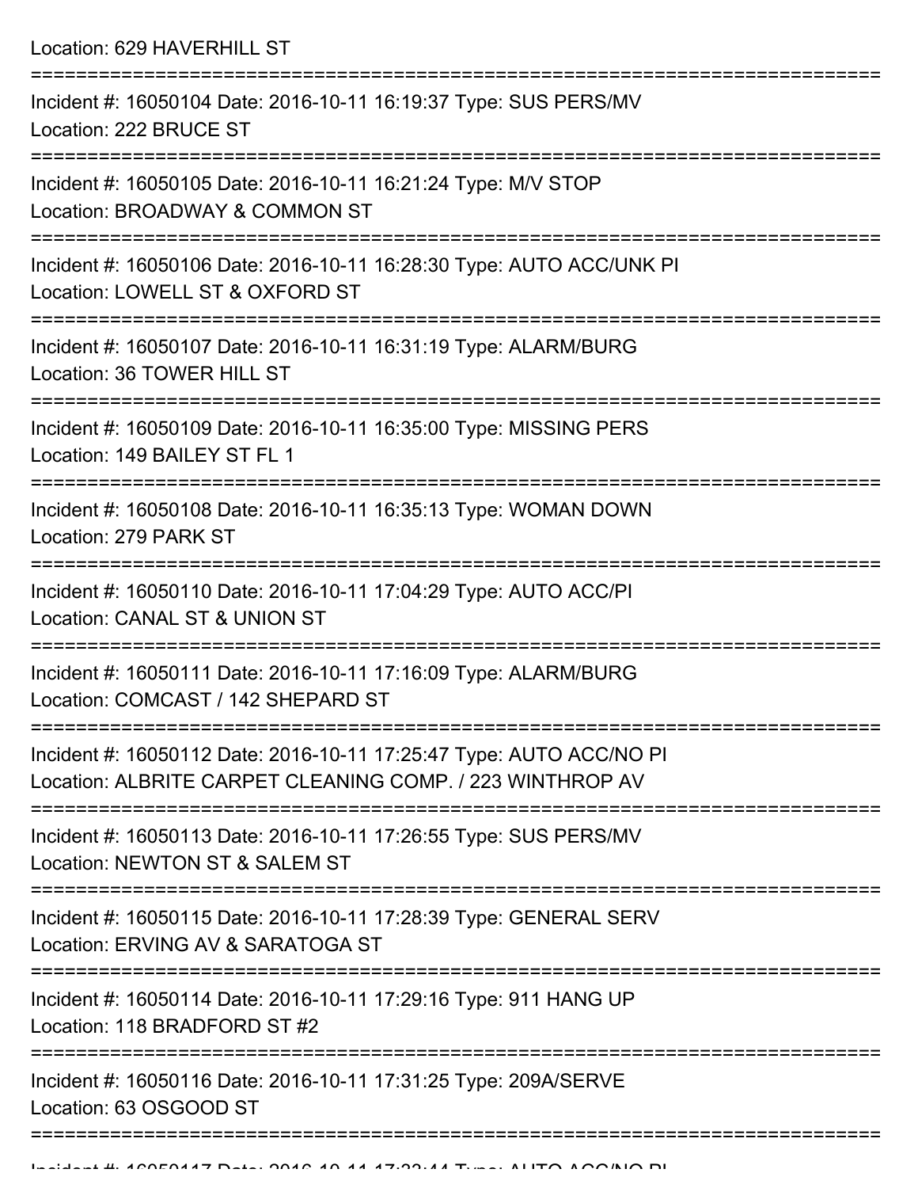Location: 629 HAVERHILL ST

===========================================================================

Incident #: 16050104 Date: 2016-10-11 16:19:37 Type: SUS PERS/MV
Location: 222 BRUCE ST

===========================================================================

Incident #: 16050105 Date: 2016-10-11 16:21:24 Type: M/V STOP
Location: BROADWAY & COMMON ST

===========================================================================

Incident #: 16050106 Date: 2016-10-11 16:28:30 Type: AUTO ACC/UNK PI
Location: LOWELL ST & OXFORD ST

===========================================================================

Incident #: 16050107 Date: 2016-10-11 16:31:19 Type: ALARM/BURG
Location: 36 TOWER HILL ST

===========================================================================

Incident #: 16050109 Date: 2016-10-11 16:35:00 Type: MISSING PERS
Location: 149 BAILEY ST FL 1

===========================================================================

Incident #: 16050108 Date: 2016-10-11 16:35:13 Type: WOMAN DOWN
Location: 279 PARK ST

===========================================================================

Incident #: 16050110 Date: 2016-10-11 17:04:29 Type: AUTO ACC/PI
Location: CANAL ST & UNION ST

===========================================================================

Incident #: 16050111 Date: 2016-10-11 17:16:09 Type: ALARM/BURG
Location: COMCAST / 142 SHEPARD ST

===========================================================================

Incident #: 16050112 Date: 2016-10-11 17:25:47 Type: AUTO ACC/NO PI
Location: ALBRITE CARPET CLEANING COMP. / 223 WINTHROP AV

===========================================================================

Incident #: 16050113 Date: 2016-10-11 17:26:55 Type: SUS PERS/MV
Location: NEWTON ST & SALEM ST

===========================================================================

Incident #: 16050115 Date: 2016-10-11 17:28:39 Type: GENERAL SERV
Location: ERVING AV & SARATOGA ST

===========================================================================

Incident #: 16050114 Date: 2016-10-11 17:29:16 Type: 911 HANG UP
Location: 118 BRADFORD ST #2

===========================================================================

Incident #: 16050116 Date: 2016-10-11 17:31:25 Type: 209A/SERVE
Location: 63 OSGOOD ST

===========================================================================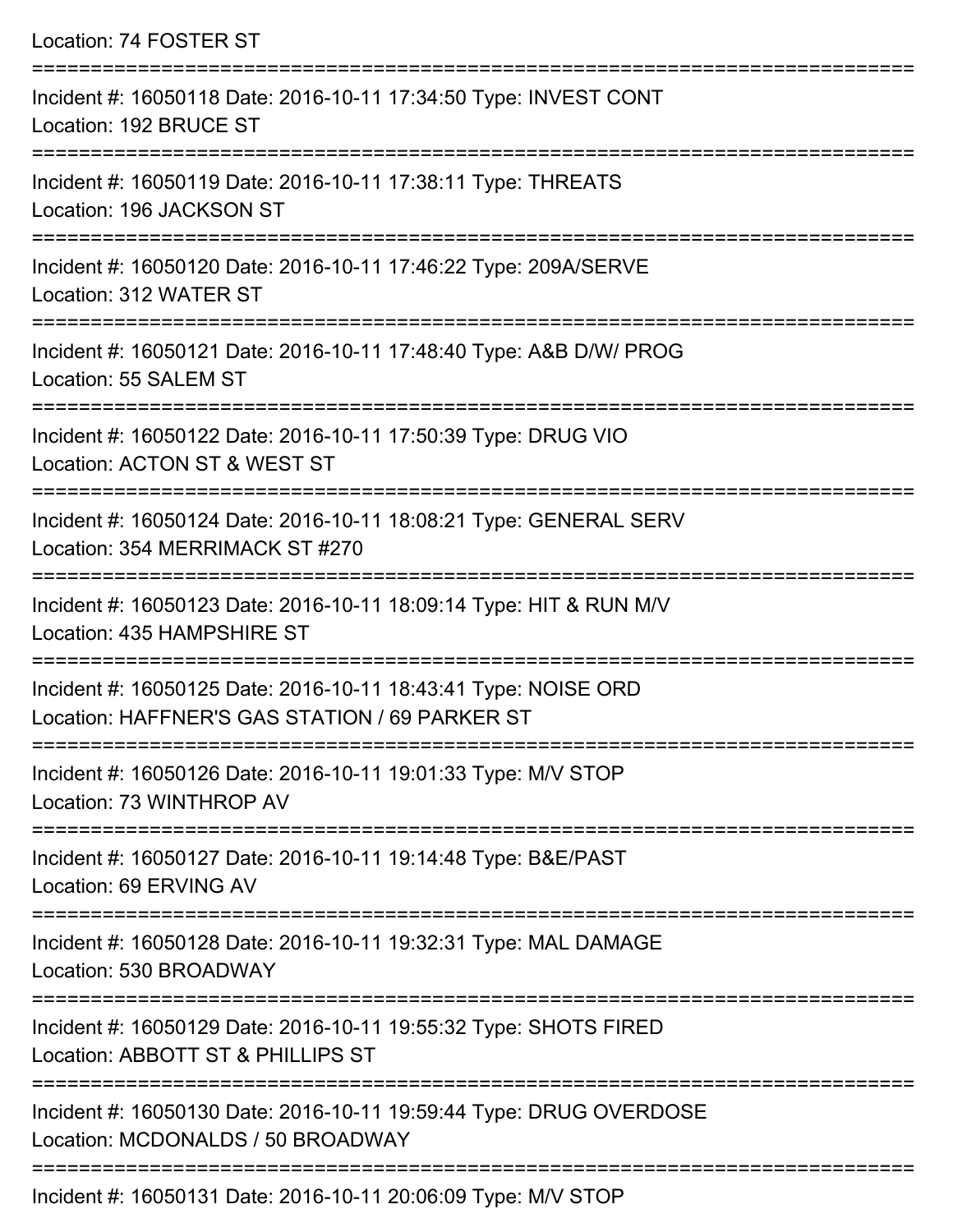Location: 74 FOSTER ST

===========================================================================

Incident #: 16050118 Date: 2016-10-11 17:34:50 Type: INVEST CONT
Location: 192 BRUCE ST

===========================================================================

Incident #: 16050119 Date: 2016-10-11 17:38:11 Type: THREATS
Location: 196 JACKSON ST

===========================================================================

Incident #: 16050120 Date: 2016-10-11 17:46:22 Type: 209A/SERVE
Location: 312 WATER ST

===========================================================================

Incident #: 16050121 Date: 2016-10-11 17:48:40 Type: A&B D/W/ PROG
Location: 55 SALEM ST

===========================================================================

Incident #: 16050122 Date: 2016-10-11 17:50:39 Type: DRUG VIO
Location: ACTON ST & WEST ST

===========================================================================

Incident #: 16050124 Date: 2016-10-11 18:08:21 Type: GENERAL SERV
Location: 354 MERRIMACK ST #270

===========================================================================

Incident #: 16050123 Date: 2016-10-11 18:09:14 Type: HIT & RUN M/V
Location: 435 HAMPSHIRE ST

===========================================================================

Incident #: 16050125 Date: 2016-10-11 18:43:41 Type: NOISE ORD
Location: HAFFNER'S GAS STATION / 69 PARKER ST

===========================================================================

Incident #: 16050126 Date: 2016-10-11 19:01:33 Type: M/V STOP
Location: 73 WINTHROP AV

===========================================================================

Incident #: 16050127 Date: 2016-10-11 19:14:48 Type: B&E/PAST
Location: 69 ERVING AV

===========================================================================

Incident #: 16050128 Date: 2016-10-11 19:32:31 Type: MAL DAMAGE
Location: 530 BROADWAY

===========================================================================

Incident #: 16050129 Date: 2016-10-11 19:55:32 Type: SHOTS FIRED
Location: ABBOTT ST & PHILLIPS ST

===========================================================================

Incident #: 16050130 Date: 2016-10-11 19:59:44 Type: DRUG OVERDOSE
Location: MCDONALDS / 50 BROADWAY

===========================================================================

Incident #: 16050131 Date: 2016-10-11 20:06:09 Type: M/V STOP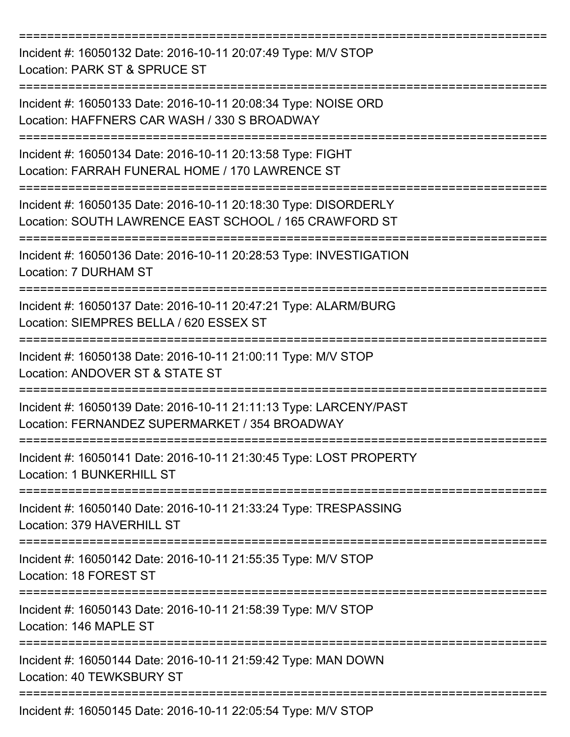===========================================================================

Incident #: 16050132 Date: 2016-10-11 20:07:49 Type: M/V STOP
Location: PARK ST & SPRUCE ST

===========================================================================

Incident #: 16050133 Date: 2016-10-11 20:08:34 Type: NOISE ORD
Location: HAFFNERS CAR WASH / 330 S BROADWAY

===========================================================================

Incident #: 16050134 Date: 2016-10-11 20:13:58 Type: FIGHT
Location: FARRAH FUNERAL HOME / 170 LAWRENCE ST

===========================================================================

Incident #: 16050135 Date: 2016-10-11 20:18:30 Type: DISORDERLY
Location: SOUTH LAWRENCE EAST SCHOOL / 165 CRAWFORD ST

===========================================================================

Incident #: 16050136 Date: 2016-10-11 20:28:53 Type: INVESTIGATION
Location: 7 DURHAM ST

===========================================================================

Incident #: 16050137 Date: 2016-10-11 20:47:21 Type: ALARM/BURG
Location: SIEMPRES BELLA / 620 ESSEX ST

===========================================================================

Incident #: 16050138 Date: 2016-10-11 21:00:11 Type: M/V STOP
Location: ANDOVER ST & STATE ST

===========================================================================

Incident #: 16050139 Date: 2016-10-11 21:11:13 Type: LARCENY/PAST
Location: FERNANDEZ SUPERMARKET / 354 BROADWAY

===========================================================================

Incident #: 16050141 Date: 2016-10-11 21:30:45 Type: LOST PROPERTY
Location: 1 BUNKERHILL ST

===========================================================================

Incident #: 16050140 Date: 2016-10-11 21:33:24 Type: TRESPASSING
Location: 379 HAVERHILL ST

===========================================================================

Incident #: 16050142 Date: 2016-10-11 21:55:35 Type: M/V STOP
Location: 18 FOREST ST

===========================================================================

Incident #: 16050143 Date: 2016-10-11 21:58:39 Type: M/V STOP
Location: 146 MAPLE ST

===========================================================================

Incident #: 16050144 Date: 2016-10-11 21:59:42 Type: MAN DOWN
Location: 40 TEWKSBURY ST

===========================================================================

Incident #: 16050145 Date: 2016-10-11 22:05:54 Type: M/V STOP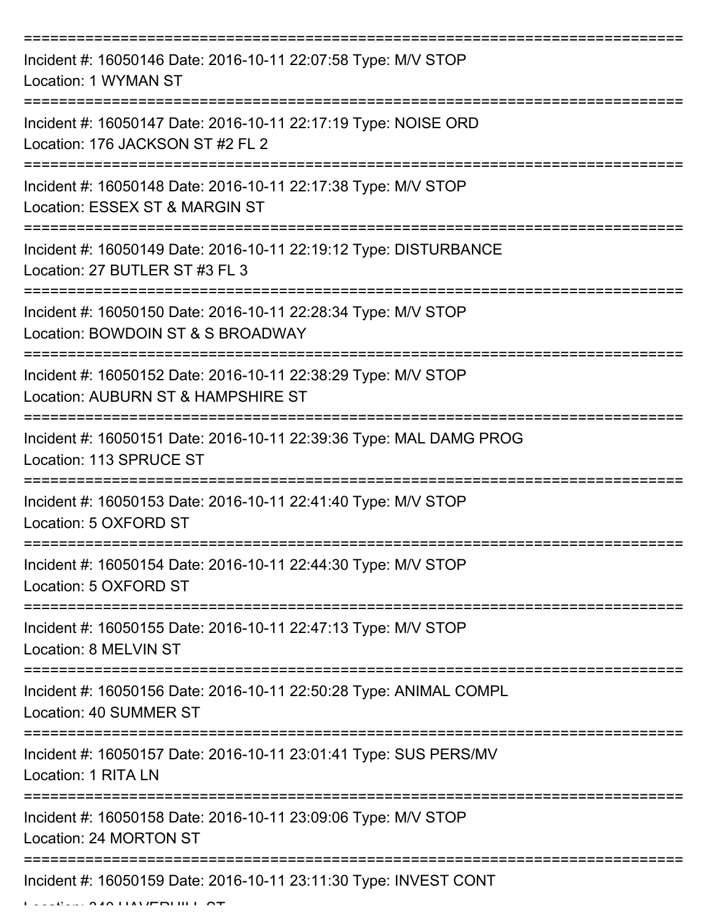===========================================================================
Incident #: 16050146 Date: 2016-10-11 22:07:58 Type: M/V STOP
Location: 1 WYMAN ST
===========================================================================
Incident #: 16050147 Date: 2016-10-11 22:17:19 Type: NOISE ORD
Location: 176 JACKSON ST #2 FL 2
===========================================================================
Incident #: 16050148 Date: 2016-10-11 22:17:38 Type: M/V STOP
Location: ESSEX ST & MARGIN ST
===========================================================================
Incident #: 16050149 Date: 2016-10-11 22:19:12 Type: DISTURBANCE
Location: 27 BUTLER ST #3 FL 3
===========================================================================
Incident #: 16050150 Date: 2016-10-11 22:28:34 Type: M/V STOP
Location: BOWDOIN ST & S BROADWAY
===========================================================================
Incident #: 16050152 Date: 2016-10-11 22:38:29 Type: M/V STOP
Location: AUBURN ST & HAMPSHIRE ST
===========================================================================
Incident #: 16050151 Date: 2016-10-11 22:39:36 Type: MAL DAMG PROG
Location: 113 SPRUCE ST
===========================================================================
Incident #: 16050153 Date: 2016-10-11 22:41:40 Type: M/V STOP
Location: 5 OXFORD ST
===========================================================================
Incident #: 16050154 Date: 2016-10-11 22:44:30 Type: M/V STOP
Location: 5 OXFORD ST
===========================================================================
Incident #: 16050155 Date: 2016-10-11 22:47:13 Type: M/V STOP
Location: 8 MELVIN ST
===========================================================================
Incident #: 16050156 Date: 2016-10-11 22:50:28 Type: ANIMAL COMPL
Location: 40 SUMMER ST
===========================================================================
Incident #: 16050157 Date: 2016-10-11 23:01:41 Type: SUS PERS/MV
Location: 1 RITA LN
===========================================================================
Incident #: 16050158 Date: 2016-10-11 23:09:06 Type: M/V STOP
Location: 24 MORTON ST
===========================================================================
Incident #: 16050159 Date: 2016-10-11 23:11:30 Type: INVEST CONT
Location: 340 HAVERHILL ST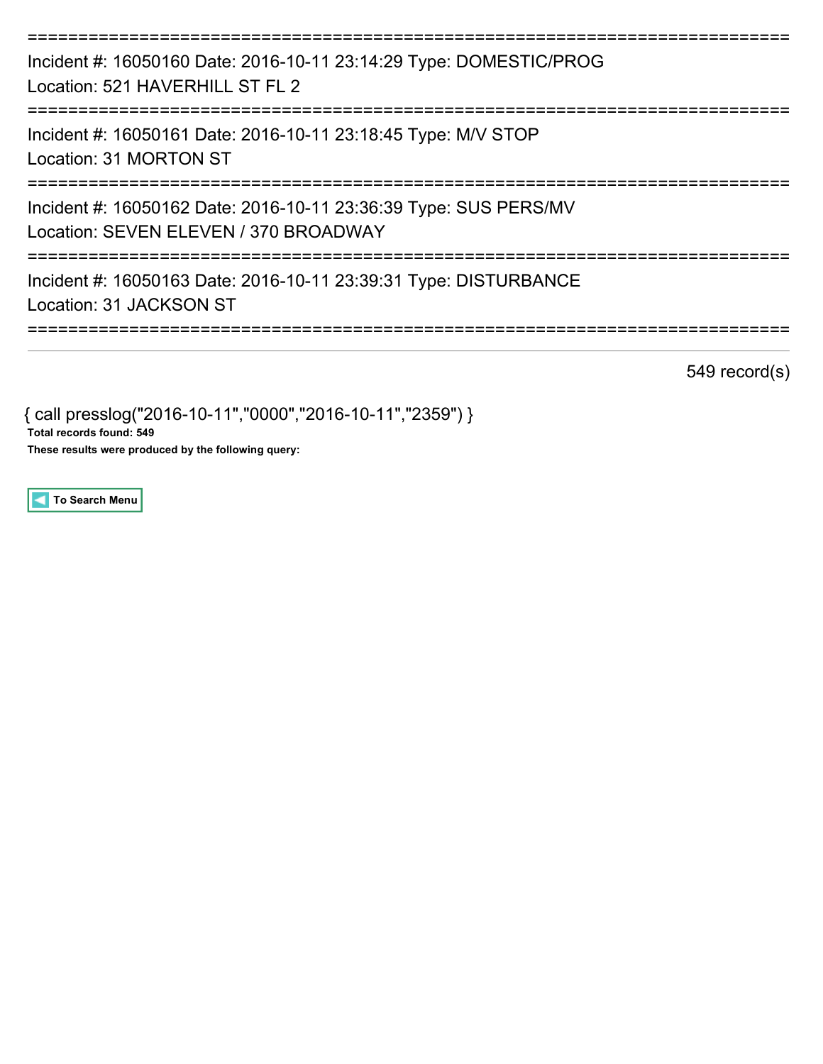===========================================================================

Incident #: 16050160 Date: 2016-10-11 23:14:29 Type: DOMESTIC/PROG

Location: 521 HAVERHILL ST FL 2

===========================================================================

Incident #: 16050161 Date: 2016-10-11 23:18:45 Type: M/V STOP

Location: 31 MORTON ST

===========================================================================

Incident #: 16050162 Date: 2016-10-11 23:36:39 Type: SUS PERS/MV

Location: SEVEN ELEVEN / 370 BROADWAY

===========================================================================

Incident #: 16050163 Date: 2016-10-11 23:39:31 Type: DISTURBANCE

Location: 31 JACKSON ST

===========================================================================

549 record(s)

{ call presslog("2016-10-11","0000","2016-10-11","2359") }

**Total records found: 549**

**These results were produced by the following query:**

**To Search Menu**